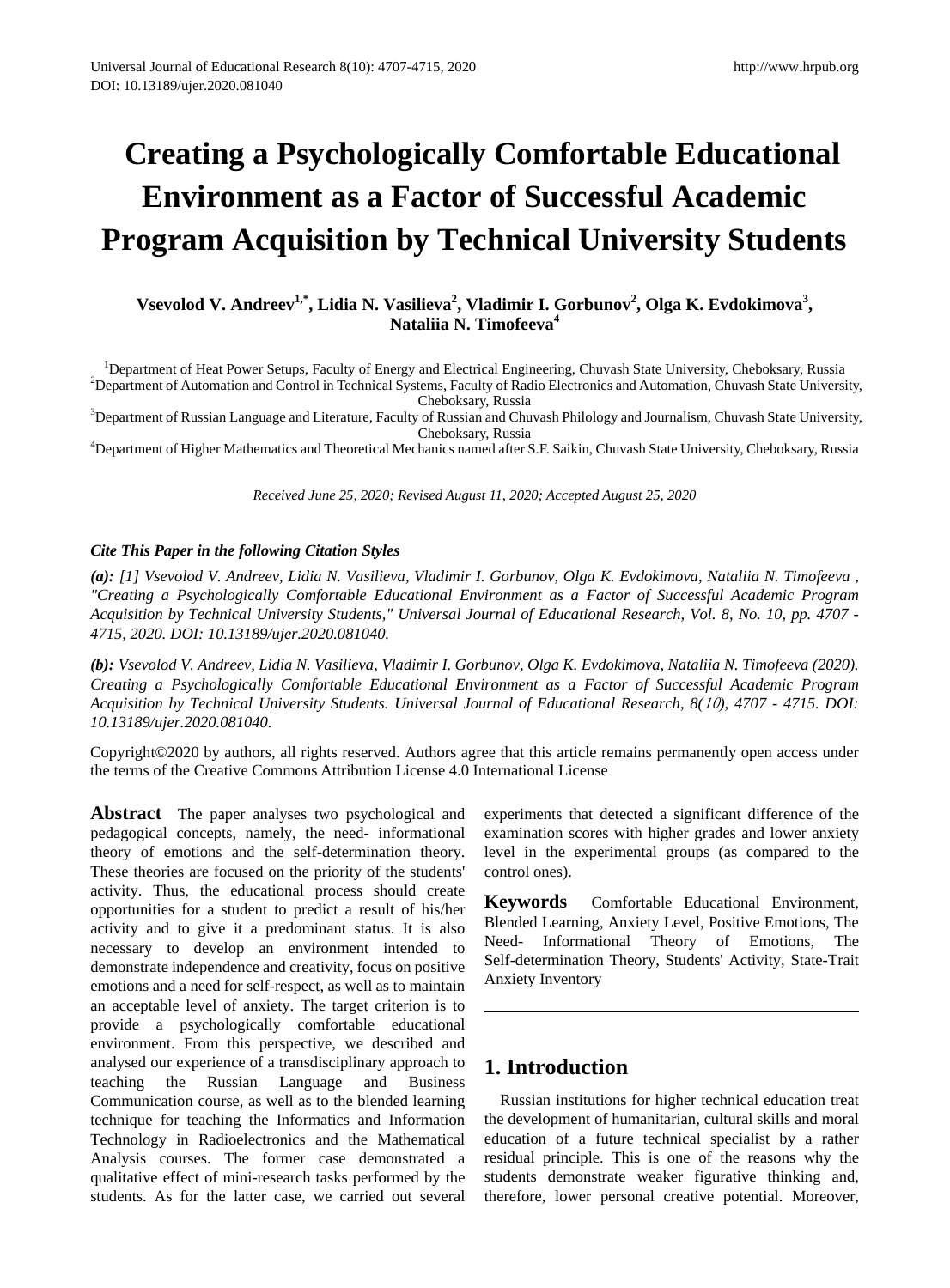# Creating a Psychologically Comfortable Educational Environment as a Factor of Successful Academic Program Acquisition by Technical University Students

**Vsevolod V. Andreev[1,*], Lidia N. Vasilieva[2], Vladimir I. Gorbunov[2], Olga K. Evdokimova[3], Nataliia N. Timofeeva[4]**

[1]Department of Heat Power Setups, Faculty of Energy and Electrical Engineering, Chuvash State University, Cheboksary, Russia
[2]Department of Automation and Control in Technical Systems, Faculty of Radio Electronics and Automation, Chuvash State University, Cheboksary, Russia
[3]Department of Russian Language and Literature, Faculty of Russian and Chuvash Philology and Journalism, Chuvash State University, Cheboksary, Russia
[4]Department of Higher Mathematics and Theoretical Mechanics named after S.F. Saikin, Chuvash State University, Cheboksary, Russia

*Received June 25, 2020; Revised August 11, 2020; Accepted August 25, 2020*

***Cite This Paper in the following Citation Styles***

***(a):*** *[1] Vsevolod V. Andreev, Lidia N. Vasilieva, Vladimir I. Gorbunov, Olga K. Evdokimova, Nataliia N. Timofeeva , "Creating a Psychologically Comfortable Educational Environment as a Factor of Successful Academic Program Acquisition by Technical University Students," Universal Journal of Educational Research, Vol. 8, No. 10, pp. 4707 - 4715, 2020. DOI: 10.13189/ujer.2020.081040.*

***(b):*** *Vsevolod V. Andreev, Lidia N. Vasilieva, Vladimir I. Gorbunov, Olga K. Evdokimova, Nataliia N. Timofeeva (2020). Creating a Psychologically Comfortable Educational Environment as a Factor of Successful Academic Program Acquisition by Technical University Students. Universal Journal of Educational Research, 8(10), 4707 - 4715. DOI: 10.13189/ujer.2020.081040.*

Copyright©2020 by authors, all rights reserved. Authors agree that this article remains permanently open access under the terms of the Creative Commons Attribution License 4.0 International License

**Abstract** The paper analyses two psychological and pedagogical concepts, namely, the need- informational theory of emotions and the self-determination theory. These theories are focused on the priority of the students' activity. Thus, the educational process should create opportunities for a student to predict a result of his/her activity and to give it a predominant status. It is also necessary to develop an environment intended to demonstrate independence and creativity, focus on positive emotions and a need for self-respect, as well as to maintain an acceptable level of anxiety. The target criterion is to provide a psychologically comfortable educational environment. From this perspective, we described and analysed our experience of a transdisciplinary approach to teaching the Russian Language and Business Communication course, as well as to the blended learning technique for teaching the Informatics and Information Technology in Radioelectronics and the Mathematical Analysis courses. The former case demonstrated a qualitative effect of mini-research tasks performed by the students. As for the latter case, we carried out several experiments that detected a significant difference of the examination scores with higher grades and lower anxiety level in the experimental groups (as compared to the control ones).

**Keywords** Comfortable Educational Environment, Blended Learning, Anxiety Level, Positive Emotions, The Need- Informational Theory of Emotions, The Self-determination Theory, Students' Activity, State-Trait Anxiety Inventory

## 1. Introduction

Russian institutions for higher technical education treat the development of humanitarian, cultural skills and moral education of a future technical specialist by a rather residual principle. This is one of the reasons why the students demonstrate weaker figurative thinking and, therefore, lower personal creative potential. Moreover,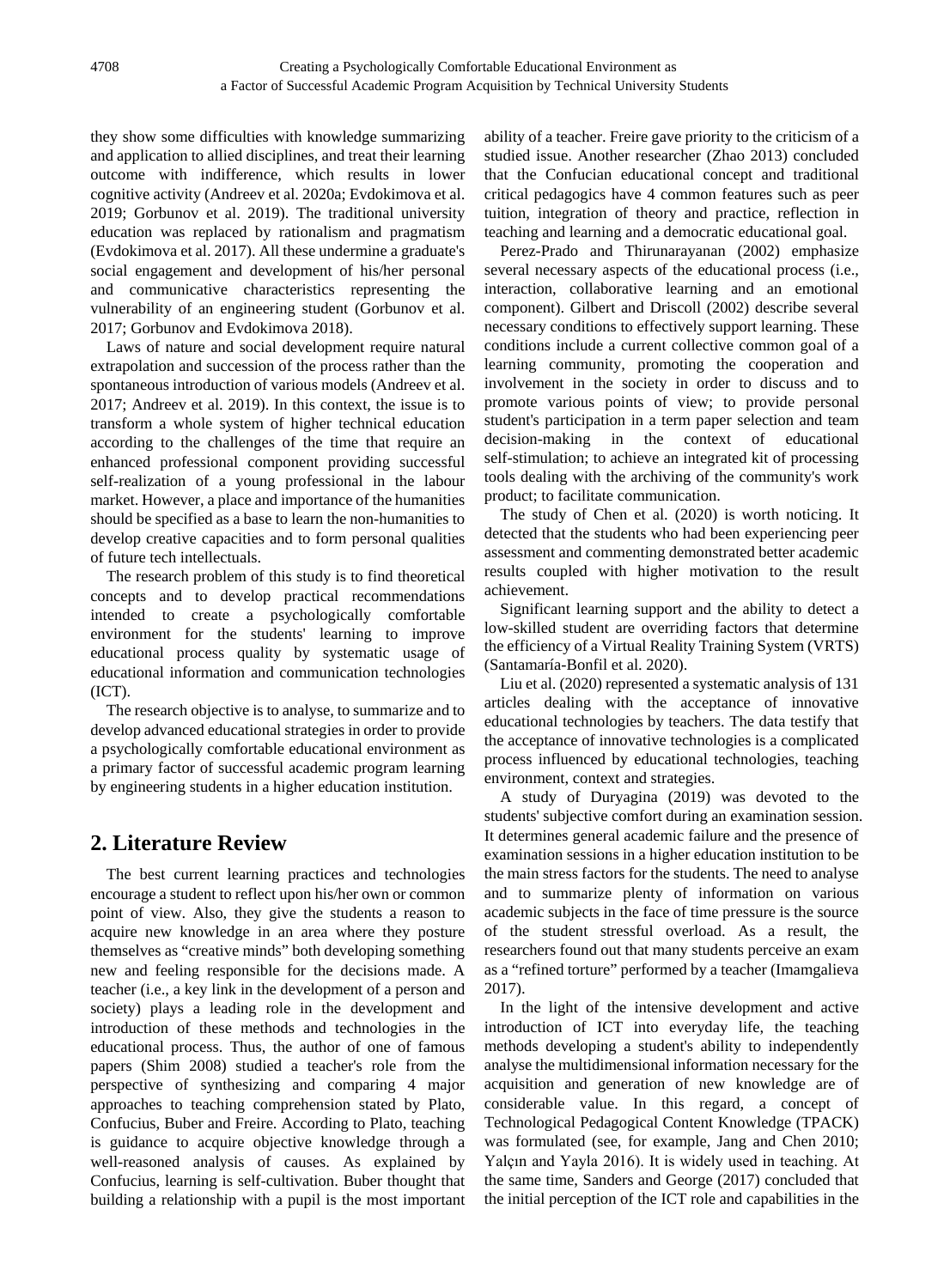they show some difficulties with knowledge summarizing and application to allied disciplines, and treat their learning outcome with indifference, which results in lower cognitive activity (Andreev et al. 2020a; Evdokimova et al. 2019; Gorbunov et al. 2019). The traditional university education was replaced by rationalism and pragmatism (Evdokimova et al. 2017). All these undermine a graduate's social engagement and development of his/her personal and communicative characteristics representing the vulnerability of an engineering student (Gorbunov et al. 2017; Gorbunov and Evdokimova 2018).

Laws of nature and social development require natural extrapolation and succession of the process rather than the spontaneous introduction of various models (Andreev et al. 2017; Andreev et al. 2019). In this context, the issue is to transform a whole system of higher technical education according to the challenges of the time that require an enhanced professional component providing successful self-realization of a young professional in the labour market. However, a place and importance of the humanities should be specified as a base to learn the non-humanities to develop creative capacities and to form personal qualities of future tech intellectuals.

The research problem of this study is to find theoretical concepts and to develop practical recommendations intended to create a psychologically comfortable environment for the students' learning to improve educational process quality by systematic usage of educational information and communication technologies (ICT).

The research objective is to analyse, to summarize and to develop advanced educational strategies in order to provide a psychologically comfortable educational environment as a primary factor of successful academic program learning by engineering students in a higher education institution.

## 2. Literature Review

The best current learning practices and technologies encourage a student to reflect upon his/her own or common point of view. Also, they give the students a reason to acquire new knowledge in an area where they posture themselves as "creative minds" both developing something new and feeling responsible for the decisions made. A teacher (i.e., a key link in the development of a person and society) plays a leading role in the development and introduction of these methods and technologies in the educational process. Thus, the author of one of famous papers (Shim 2008) studied a teacher's role from the perspective of synthesizing and comparing 4 major approaches to teaching comprehension stated by Plato, Confucius, Buber and Freire. According to Plato, teaching is guidance to acquire objective knowledge through a well-reasoned analysis of causes. As explained by Confucius, learning is self-cultivation. Buber thought that building a relationship with a pupil is the most important ability of a teacher. Freire gave priority to the criticism of a studied issue. Another researcher (Zhao 2013) concluded that the Confucian educational concept and traditional critical pedagogics have 4 common features such as peer tuition, integration of theory and practice, reflection in teaching and learning and a democratic educational goal.

Perez-Prado and Thirunarayanan (2002) emphasize several necessary aspects of the educational process (i.e., interaction, collaborative learning and an emotional component). Gilbert and Driscoll (2002) describe several necessary conditions to effectively support learning. These conditions include a current collective common goal of a learning community, promoting the cooperation and involvement in the society in order to discuss and to promote various points of view; to provide personal student's participation in a term paper selection and team decision-making in the context of educational self-stimulation; to achieve an integrated kit of processing tools dealing with the archiving of the community's work product; to facilitate communication.

The study of Chen et al. (2020) is worth noticing. It detected that the students who had been experiencing peer assessment and commenting demonstrated better academic results coupled with higher motivation to the result achievement.

Significant learning support and the ability to detect a low-skilled student are overriding factors that determine the efficiency of a Virtual Reality Training System (VRTS) (Santamaría-Bonfil et al. 2020).

Liu et al. (2020) represented a systematic analysis of 131 articles dealing with the acceptance of innovative educational technologies by teachers. The data testify that the acceptance of innovative technologies is a complicated process influenced by educational technologies, teaching environment, context and strategies.

A study of Duryagina (2019) was devoted to the students' subjective comfort during an examination session. It determines general academic failure and the presence of examination sessions in a higher education institution to be the main stress factors for the students. The need to analyse and to summarize plenty of information on various academic subjects in the face of time pressure is the source of the student stressful overload. As a result, the researchers found out that many students perceive an exam as a "refined torture" performed by a teacher (Imamgalieva 2017).

In the light of the intensive development and active introduction of ICT into everyday life, the teaching methods developing a student's ability to independently analyse the multidimensional information necessary for the acquisition and generation of new knowledge are of considerable value. In this regard, a concept of Technological Pedagogical Content Knowledge (TPACK) was formulated (see, for example, Jang and Chen 2010; Yalçın and Yayla 2016). It is widely used in teaching. At the same time, Sanders and George (2017) concluded that the initial perception of the ICT role and capabilities in the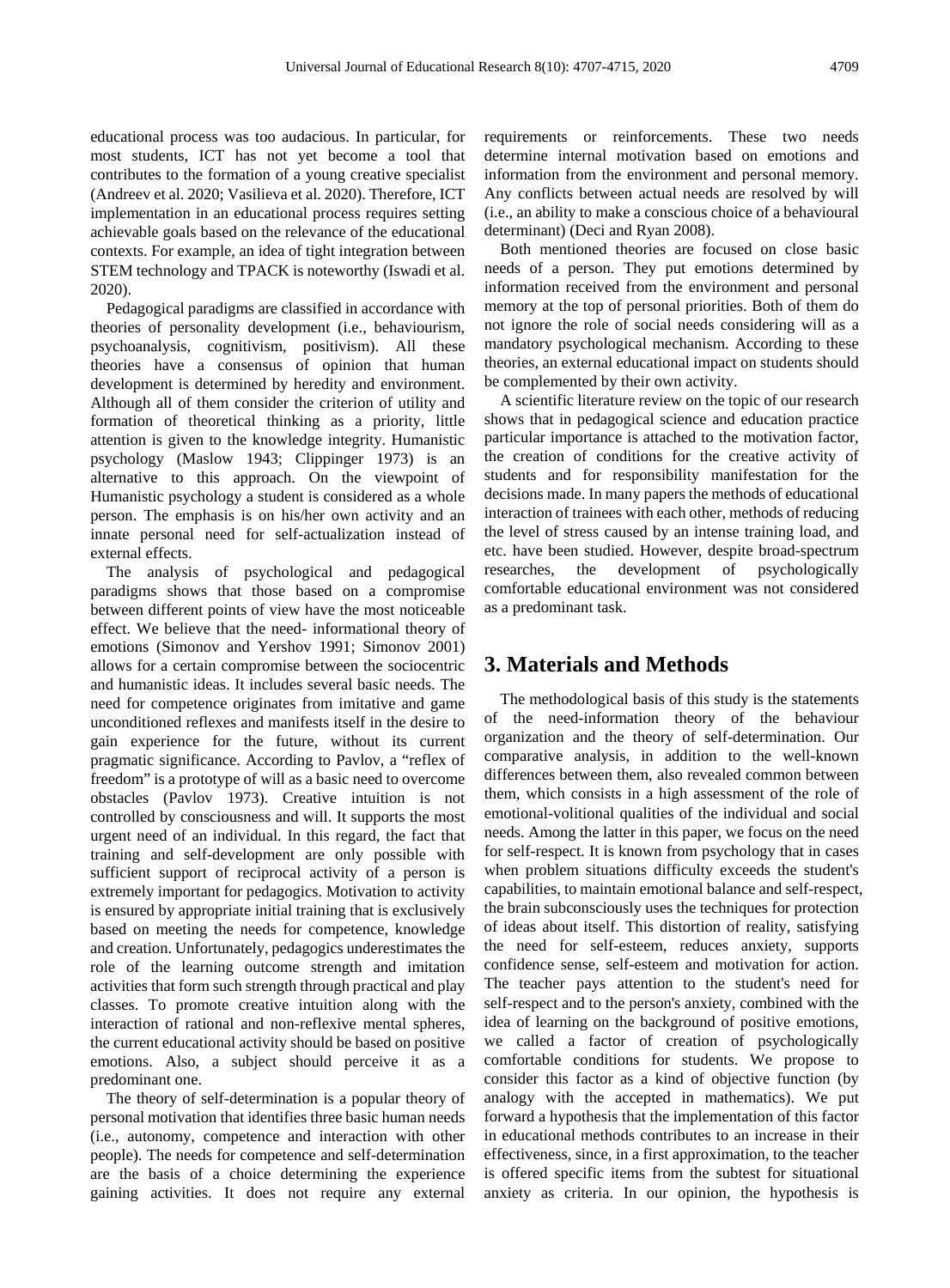educational process was too audacious. In particular, for most students, ICT has not yet become a tool that contributes to the formation of a young creative specialist (Andreev et al. 2020; Vasilieva et al. 2020). Therefore, ICT implementation in an educational process requires setting achievable goals based on the relevance of the educational contexts. For example, an idea of tight integration between STEM technology and TPACK is noteworthy (Iswadi et al. 2020).

Pedagogical paradigms are classified in accordance with theories of personality development (i.e., behaviourism, psychoanalysis, cognitivism, positivism). All these theories have a consensus of opinion that human development is determined by heredity and environment. Although all of them consider the criterion of utility and formation of theoretical thinking as a priority, little attention is given to the knowledge integrity. Humanistic psychology (Maslow 1943; Clippinger 1973) is an alternative to this approach. On the viewpoint of Humanistic psychology a student is considered as a whole person. The emphasis is on his/her own activity and an innate personal need for self-actualization instead of external effects.

The analysis of psychological and pedagogical paradigms shows that those based on a compromise between different points of view have the most noticeable effect. We believe that the need- informational theory of emotions (Simonov and Yershov 1991; Simonov 2001) allows for a certain compromise between the sociocentric and humanistic ideas. It includes several basic needs. The need for competence originates from imitative and game unconditioned reflexes and manifests itself in the desire to gain experience for the future, without its current pragmatic significance. According to Pavlov, a "reflex of freedom" is a prototype of will as a basic need to overcome obstacles (Pavlov 1973). Creative intuition is not controlled by consciousness and will. It supports the most urgent need of an individual. In this regard, the fact that training and self-development are only possible with sufficient support of reciprocal activity of a person is extremely important for pedagogics. Motivation to activity is ensured by appropriate initial training that is exclusively based on meeting the needs for competence, knowledge and creation. Unfortunately, pedagogics underestimates the role of the learning outcome strength and imitation activities that form such strength through practical and play classes. To promote creative intuition along with the interaction of rational and non-reflexive mental spheres, the current educational activity should be based on positive emotions. Also, a subject should perceive it as a predominant one.

The theory of self-determination is a popular theory of personal motivation that identifies three basic human needs (i.e., autonomy, competence and interaction with other people). The needs for competence and self-determination are the basis of a choice determining the experience gaining activities. It does not require any external requirements or reinforcements. These two needs determine internal motivation based on emotions and information from the environment and personal memory. Any conflicts between actual needs are resolved by will (i.e., an ability to make a conscious choice of a behavioural determinant) (Deci and Ryan 2008).

Both mentioned theories are focused on close basic needs of a person. They put emotions determined by information received from the environment and personal memory at the top of personal priorities. Both of them do not ignore the role of social needs considering will as a mandatory psychological mechanism. According to these theories, an external educational impact on students should be complemented by their own activity.

A scientific literature review on the topic of our research shows that in pedagogical science and education practice particular importance is attached to the motivation factor, the creation of conditions for the creative activity of students and for responsibility manifestation for the decisions made. In many papers the methods of educational interaction of trainees with each other, methods of reducing the level of stress caused by an intense training load, and etc. have been studied. However, despite broad-spectrum researches, the development of psychologically comfortable educational environment was not considered as a predominant task.

## 3. Materials and Methods

The methodological basis of this study is the statements of the need-information theory of the behaviour organization and the theory of self-determination. Our comparative analysis, in addition to the well-known differences between them, also revealed common between them, which consists in a high assessment of the role of emotional-volitional qualities of the individual and social needs. Among the latter in this paper, we focus on the need for self-respect. It is known from psychology that in cases when problem situations difficulty exceeds the student's capabilities, to maintain emotional balance and self-respect, the brain subconsciously uses the techniques for protection of ideas about itself. This distortion of reality, satisfying the need for self-esteem, reduces anxiety, supports confidence sense, self-esteem and motivation for action. The teacher pays attention to the student's need for self-respect and to the person's anxiety, combined with the idea of learning on the background of positive emotions, we called a factor of creation of psychologically comfortable conditions for students. We propose to consider this factor as a kind of objective function (by analogy with the accepted in mathematics). We put forward a hypothesis that the implementation of this factor in educational methods contributes to an increase in their effectiveness, since, in a first approximation, to the teacher is offered specific items from the subtest for situational anxiety as criteria. In our opinion, the hypothesis is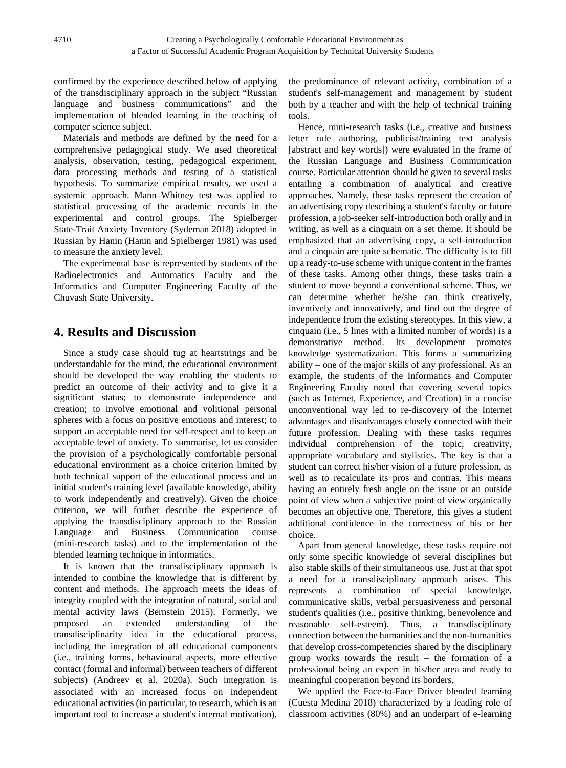confirmed by the experience described below of applying of the transdisciplinary approach in the subject "Russian language and business communications" and the implementation of blended learning in the teaching of computer science subject.

Materials and methods are defined by the need for a comprehensive pedagogical study. We used theoretical analysis, observation, testing, pedagogical experiment, data processing methods and testing of a statistical hypothesis. To summarize empirical results, we used a systemic approach. Mann–Whitney test was applied to statistical processing of the academic records in the experimental and control groups. The Spielberger State-Trait Anxiety Inventory (Sydeman 2018) adopted in Russian by Hanin (Hanin and Spielberger 1981) was used to measure the anxiety level.

The experimental base is represented by students of the Radioelectronics and Automatics Faculty and the Informatics and Computer Engineering Faculty of the Chuvash State University.

## 4. Results and Discussion

Since a study case should tug at heartstrings and be understandable for the mind, the educational environment should be developed the way enabling the students to predict an outcome of their activity and to give it a significant status; to demonstrate independence and creation; to involve emotional and volitional personal spheres with a focus on positive emotions and interest; to support an acceptable need for self-respect and to keep an acceptable level of anxiety. To summarise, let us consider the provision of a psychologically comfortable personal educational environment as a choice criterion limited by both technical support of the educational process and an initial student's training level (available knowledge, ability to work independently and creatively). Given the choice criterion, we will further describe the experience of applying the transdisciplinary approach to the Russian Language and Business Communication course (mini-research tasks) and to the implementation of the blended learning technique in informatics.

It is known that the transdisciplinary approach is intended to combine the knowledge that is different by content and methods. The approach meets the ideas of integrity coupled with the integration of natural, social and mental activity laws (Bernstein 2015). Formerly, we proposed an extended understanding of the transdisciplinarity idea in the educational process, including the integration of all educational components (i.e., training forms, behavioural aspects, more effective contact (formal and informal) between teachers of different subjects) (Andreev et al. 2020a). Such integration is associated with an increased focus on independent educational activities (in particular, to research, which is an important tool to increase a student's internal motivation), the predominance of relevant activity, combination of a student's self-management and management by student both by a teacher and with the help of technical training tools.

Hence, mini-research tasks (i.e., creative and business letter rule authoring, publicist/training text analysis [abstract and key words]) were evaluated in the frame of the Russian Language and Business Communication course. Particular attention should be given to several tasks entailing a combination of analytical and creative approaches. Namely, these tasks represent the creation of an advertising copy describing a student's faculty or future profession, a job-seeker self-introduction both orally and in writing, as well as a cinquain on a set theme. It should be emphasized that an advertising copy, a self-introduction and a cinquain are quite schematic. The difficulty is to fill up a ready-to-use scheme with unique content in the frames of these tasks. Among other things, these tasks train a student to move beyond a conventional scheme. Thus, we can determine whether he/she can think creatively, inventively and innovatively, and find out the degree of independence from the existing stereotypes. In this view, a cinquain (i.e., 5 lines with a limited number of words) is a demonstrative method. Its development promotes knowledge systematization. This forms a summarizing ability – one of the major skills of any professional. As an example, the students of the Informatics and Computer Engineering Faculty noted that covering several topics (such as Internet, Experience, and Creation) in a concise unconventional way led to re-discovery of the Internet advantages and disadvantages closely connected with their future profession. Dealing with these tasks requires individual comprehension of the topic, creativity, appropriate vocabulary and stylistics. The key is that a student can correct his/her vision of a future profession, as well as to recalculate its pros and contras. This means having an entirely fresh angle on the issue or an outside point of view when a subjective point of view organically becomes an objective one. Therefore, this gives a student additional confidence in the correctness of his or her choice.

Apart from general knowledge, these tasks require not only some specific knowledge of several disciplines but also stable skills of their simultaneous use. Just at that spot a need for a transdisciplinary approach arises. This represents a combination of special knowledge, communicative skills, verbal persuasiveness and personal student's qualities (i.e., positive thinking, benevolence and reasonable self-esteem). Thus, a transdisciplinary connection between the humanities and the non-humanities that develop cross-competencies shared by the disciplinary group works towards the result – the formation of a professional being an expert in his/her area and ready to meaningful cooperation beyond its borders.

We applied the Face-to-Face Driver blended learning (Cuesta Medina 2018) characterized by a leading role of classroom activities (80%) and an underpart of e-learning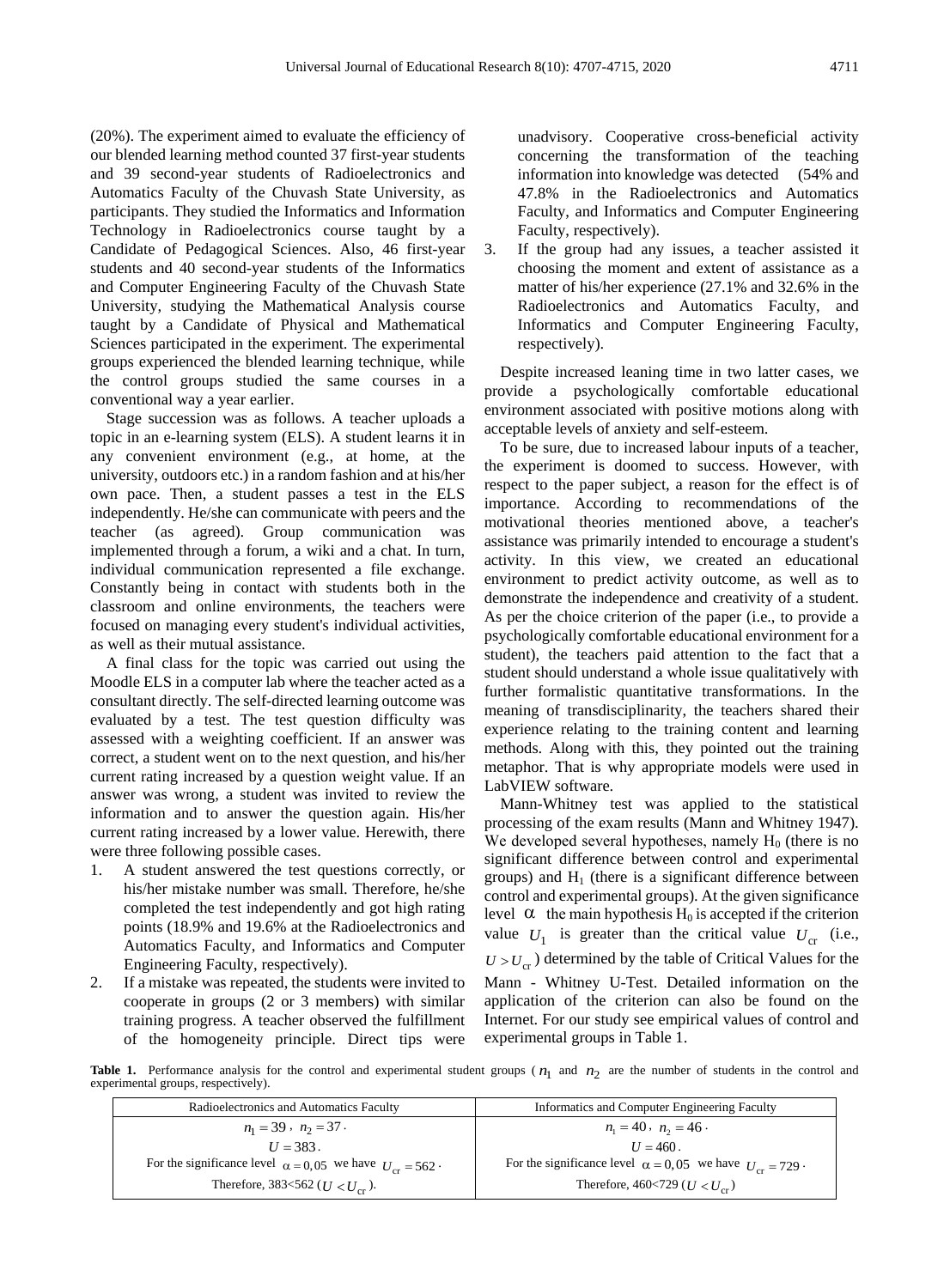(20%). The experiment aimed to evaluate the efficiency of our blended learning method counted 37 first-year students and 39 second-year students of Radioelectronics and Automatics Faculty of the Chuvash State University, as participants. They studied the Informatics and Information Technology in Radioelectronics course taught by a Candidate of Pedagogical Sciences. Also, 46 first-year students and 40 second-year students of the Informatics and Computer Engineering Faculty of the Chuvash State University, studying the Mathematical Analysis course taught by a Candidate of Physical and Mathematical Sciences participated in the experiment. The experimental groups experienced the blended learning technique, while the control groups studied the same courses in a conventional way a year earlier.

Stage succession was as follows. A teacher uploads a topic in an e-learning system (ELS). A student learns it in any convenient environment (e.g., at home, at the university, outdoors etc.) in a random fashion and at his/her own pace. Then, a student passes a test in the ELS independently. He/she can communicate with peers and the teacher (as agreed). Group communication was implemented through a forum, a wiki and a chat. In turn, individual communication represented a file exchange. Constantly being in contact with students both in the classroom and online environments, the teachers were focused on managing every student's individual activities, as well as their mutual assistance.

A final class for the topic was carried out using the Moodle ELS in a computer lab where the teacher acted as a consultant directly. The self-directed learning outcome was evaluated by a test. The test question difficulty was assessed with a weighting coefficient. If an answer was correct, a student went on to the next question, and his/her current rating increased by a question weight value. If an answer was wrong, a student was invited to review the information and to answer the question again. His/her current rating increased by a lower value. Herewith, there were three following possible cases.

1. A student answered the test questions correctly, or his/her mistake number was small. Therefore, he/she completed the test independently and got high rating points (18.9% and 19.6% at the Radioelectronics and Automatics Faculty, and Informatics and Computer Engineering Faculty, respectively).
2. If a mistake was repeated, the students were invited to cooperate in groups (2 or 3 members) with similar training progress. A teacher observed the fulfillment of the homogeneity principle. Direct tips were unadvisory. Cooperative cross-beneficial activity concerning the transformation of the teaching information into knowledge was detected (54% and 47.8% in the Radioelectronics and Automatics Faculty, and Informatics and Computer Engineering Faculty, respectively).
3. If the group had any issues, a teacher assisted it choosing the moment and extent of assistance as a matter of his/her experience (27.1% and 32.6% in the Radioelectronics and Automatics Faculty, and Informatics and Computer Engineering Faculty, respectively).

Despite increased leaning time in two latter cases, we provide a psychologically comfortable educational environment associated with positive motions along with acceptable levels of anxiety and self-esteem.

To be sure, due to increased labour inputs of a teacher, the experiment is doomed to success. However, with respect to the paper subject, a reason for the effect is of importance. According to recommendations of the motivational theories mentioned above, a teacher's assistance was primarily intended to encourage a student's activity. In this view, we created an educational environment to predict activity outcome, as well as to demonstrate the independence and creativity of a student. As per the choice criterion of the paper (i.e., to provide a psychologically comfortable educational environment for a student), the teachers paid attention to the fact that a student should understand a whole issue qualitatively with further formalistic quantitative transformations. In the meaning of transdisciplinarity, the teachers shared their experience relating to the training content and learning methods. Along with this, they pointed out the training metaphor. That is why appropriate models were used in LabVIEW software.

Mann-Whitney test was applied to the statistical processing of the exam results (Mann and Whitney 1947). We developed several hypotheses, namely $H_0$ (there is no significant difference between control and experimental groups) and $H_1$ (there is a significant difference between control and experimental groups). At the given significance level $\alpha$ the main hypothesis $H_0$ is accepted if the criterion value $U_1$ is greater than the critical value $U_{cr}$ (i.e., $U > U_{cr}$) determined by the table of Critical Values for the Mann - Whitney U-Test. Detailed information on the application of the criterion can also be found on the Internet. For our study see empirical values of control and experimental groups in Table 1.

**Table 1.** Performance analysis for the control and experimental student groups ($n_1$ and $n_2$ are the number of students in the control and experimental groups, respectively).

| Radioelectronics and Automatics Faculty | Informatics and Computer Engineering Faculty |
|---|---|
| $n_1 = 39$, $n_2 = 37$. | $n_1 = 40$, $n_2 = 46$. |
| $U = 383$. | $U = 460$. |
| For the significance level $\alpha = 0{,}05$ we have $U_{cr} = 562$. | For the significance level $\alpha = 0{,}05$ we have $U_{cr} = 729$. |
| Therefore, 383<562 ($U < U_{cr}$). | Therefore, 460<729 ($U < U_{cr}$) |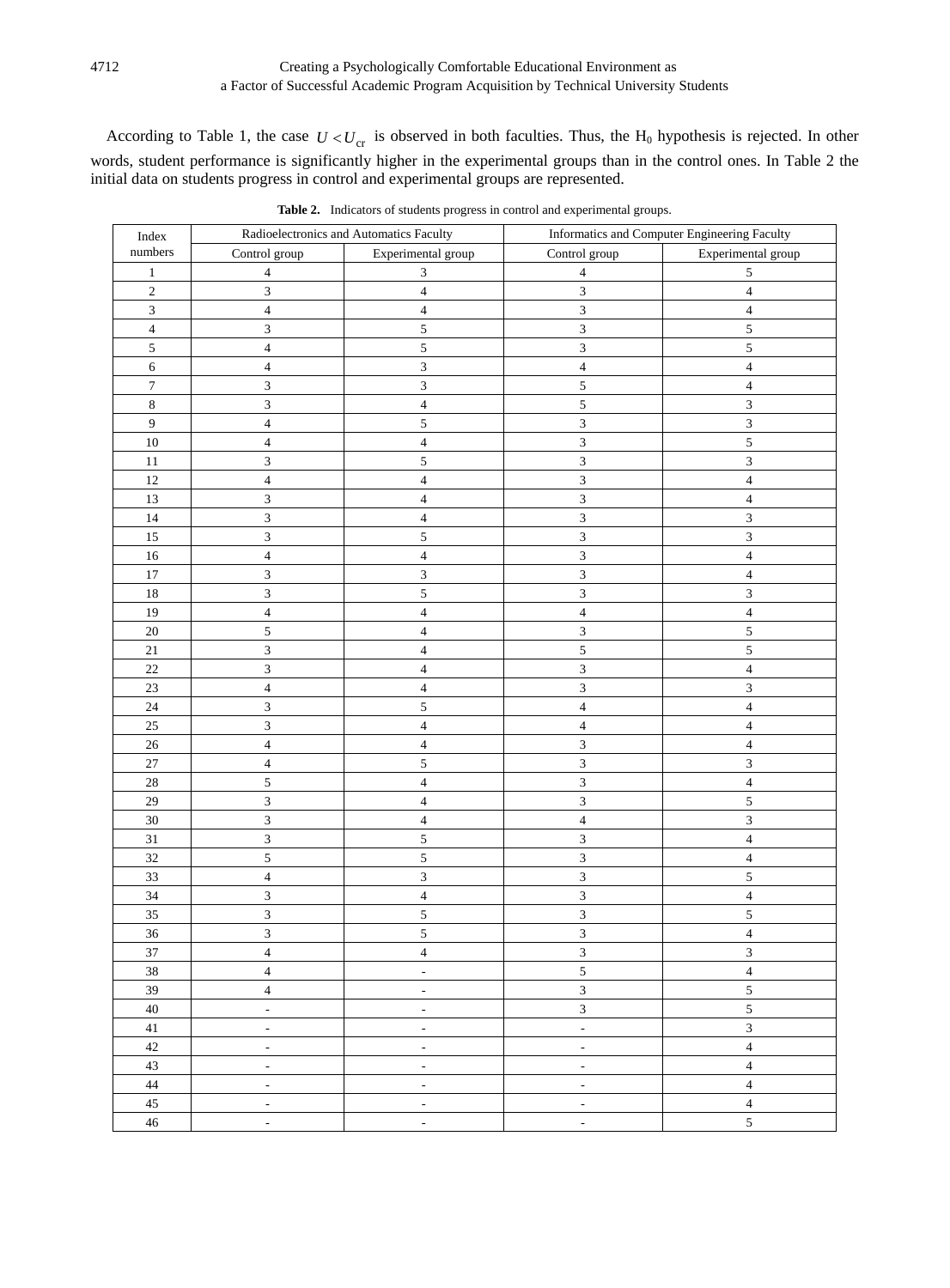According to Table 1, the case $U < U_{\text{cr}}$ is observed in both faculties. Thus, the $H_0$ hypothesis is rejected. In other words, student performance is significantly higher in the experimental groups than in the control ones. In Table 2 the initial data on students progress in control and experimental groups are represented.

**Table 2.** Indicators of students progress in control and experimental groups.

| Index numbers | Radioelectronics and Automatics Faculty | | Informatics and Computer Engineering Faculty | |
|---|---|---|---|---|
| | Control group | Experimental group | Control group | Experimental group |
| 1 | 4 | 3 | 4 | 5 |
| 2 | 3 | 4 | 3 | 4 |
| 3 | 4 | 4 | 3 | 4 |
| 4 | 3 | 5 | 3 | 5 |
| 5 | 4 | 5 | 3 | 5 |
| 6 | 4 | 3 | 4 | 4 |
| 7 | 3 | 3 | 5 | 4 |
| 8 | 3 | 4 | 5 | 3 |
| 9 | 4 | 5 | 3 | 3 |
| 10 | 4 | 4 | 3 | 5 |
| 11 | 3 | 5 | 3 | 3 |
| 12 | 4 | 4 | 3 | 4 |
| 13 | 3 | 4 | 3 | 4 |
| 14 | 3 | 4 | 3 | 3 |
| 15 | 3 | 5 | 3 | 3 |
| 16 | 4 | 4 | 3 | 4 |
| 17 | 3 | 3 | 3 | 4 |
| 18 | 3 | 5 | 3 | 3 |
| 19 | 4 | 4 | 4 | 4 |
| 20 | 5 | 4 | 3 | 5 |
| 21 | 3 | 4 | 5 | 5 |
| 22 | 3 | 4 | 3 | 4 |
| 23 | 4 | 4 | 3 | 3 |
| 24 | 3 | 5 | 4 | 4 |
| 25 | 3 | 4 | 4 | 4 |
| 26 | 4 | 4 | 3 | 4 |
| 27 | 4 | 5 | 3 | 3 |
| 28 | 5 | 4 | 3 | 4 |
| 29 | 3 | 4 | 3 | 5 |
| 30 | 3 | 4 | 4 | 3 |
| 31 | 3 | 5 | 3 | 4 |
| 32 | 5 | 5 | 3 | 4 |
| 33 | 4 | 3 | 3 | 5 |
| 34 | 3 | 4 | 3 | 4 |
| 35 | 3 | 5 | 3 | 5 |
| 36 | 3 | 5 | 3 | 4 |
| 37 | 4 | 4 | 3 | 3 |
| 38 | 4 | - | 5 | 4 |
| 39 | 4 | - | 3 | 5 |
| 40 | - | - | 3 | 5 |
| 41 | - | - | - | 3 |
| 42 | - | - | - | 4 |
| 43 | - | - | - | 4 |
| 44 | - | - | - | 4 |
| 45 | - | - | - | 4 |
| 46 | - | - | - | 5 |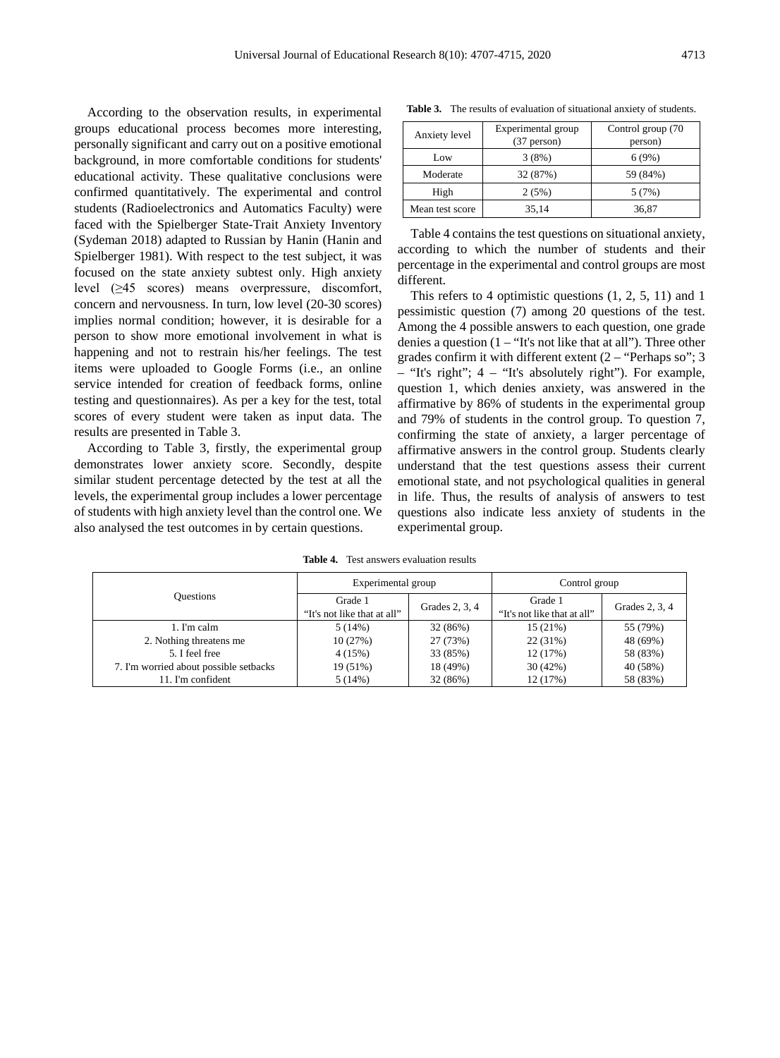According to the observation results, in experimental groups educational process becomes more interesting, personally significant and carry out on a positive emotional background, in more comfortable conditions for students' educational activity. These qualitative conclusions were confirmed quantitatively. The experimental and control students (Radioelectronics and Automatics Faculty) were faced with the Spielberger State-Trait Anxiety Inventory (Sydeman 2018) adapted to Russian by Hanin (Hanin and Spielberger 1981). With respect to the test subject, it was focused on the state anxiety subtest only. High anxiety level (≥45 scores) means overpressure, discomfort, concern and nervousness. In turn, low level (20-30 scores) implies normal condition; however, it is desirable for a person to show more emotional involvement in what is happening and not to restrain his/her feelings. The test items were uploaded to Google Forms (i.e., an online service intended for creation of feedback forms, online testing and questionnaires). As per a key for the test, total scores of every student were taken as input data. The results are presented in Table 3.

According to Table 3, firstly, the experimental group demonstrates lower anxiety score. Secondly, despite similar student percentage detected by the test at all the levels, the experimental group includes a lower percentage of students with high anxiety level than the control one. We also analysed the test outcomes in by certain questions.

**Table 3.** The results of evaluation of situational anxiety of students.

| Anxiety level | Experimental group (37 person) | Control group (70 person) |
|---|---|---|
| Low | 3 (8%) | 6 (9%) |
| Moderate | 32 (87%) | 59 (84%) |
| High | 2 (5%) | 5 (7%) |
| Mean test score | 35,14 | 36,87 |

Table 4 contains the test questions on situational anxiety, according to which the number of students and their percentage in the experimental and control groups are most different.

This refers to 4 optimistic questions (1, 2, 5, 11) and 1 pessimistic question (7) among 20 questions of the test. Among the 4 possible answers to each question, one grade denies a question (1 – "It's not like that at all"). Three other grades confirm it with different extent (2 – "Perhaps so"; 3 – "It's right"; 4 – "It's absolutely right"). For example, question 1, which denies anxiety, was answered in the affirmative by 86% of students in the experimental group and 79% of students in the control group. To question 7, confirming the state of anxiety, a larger percentage of affirmative answers in the control group. Students clearly understand that the test questions assess their current emotional state, and not psychological qualities in general in life. Thus, the results of analysis of answers to test questions also indicate less anxiety of students in the experimental group.

**Table 4.** Test answers evaluation results

| Questions | Experimental group | | Control group | |
|---|---|---|---|---|
| | Grade 1 "It's not like that at all" | Grades 2, 3, 4 | Grade 1 "It's not like that at all" | Grades 2, 3, 4 |
| 1. I'm calm | 5 (14%) | 32 (86%) | 15 (21%) | 55 (79%) |
| 2. Nothing threatens me | 10 (27%) | 27 (73%) | 22 (31%) | 48 (69%) |
| 5. I feel free | 4 (15%) | 33 (85%) | 12 (17%) | 58 (83%) |
| 7. I'm worried about possible setbacks | 19 (51%) | 18 (49%) | 30 (42%) | 40 (58%) |
| 11. I'm confident | 5 (14%) | 32 (86%) | 12 (17%) | 58 (83%) |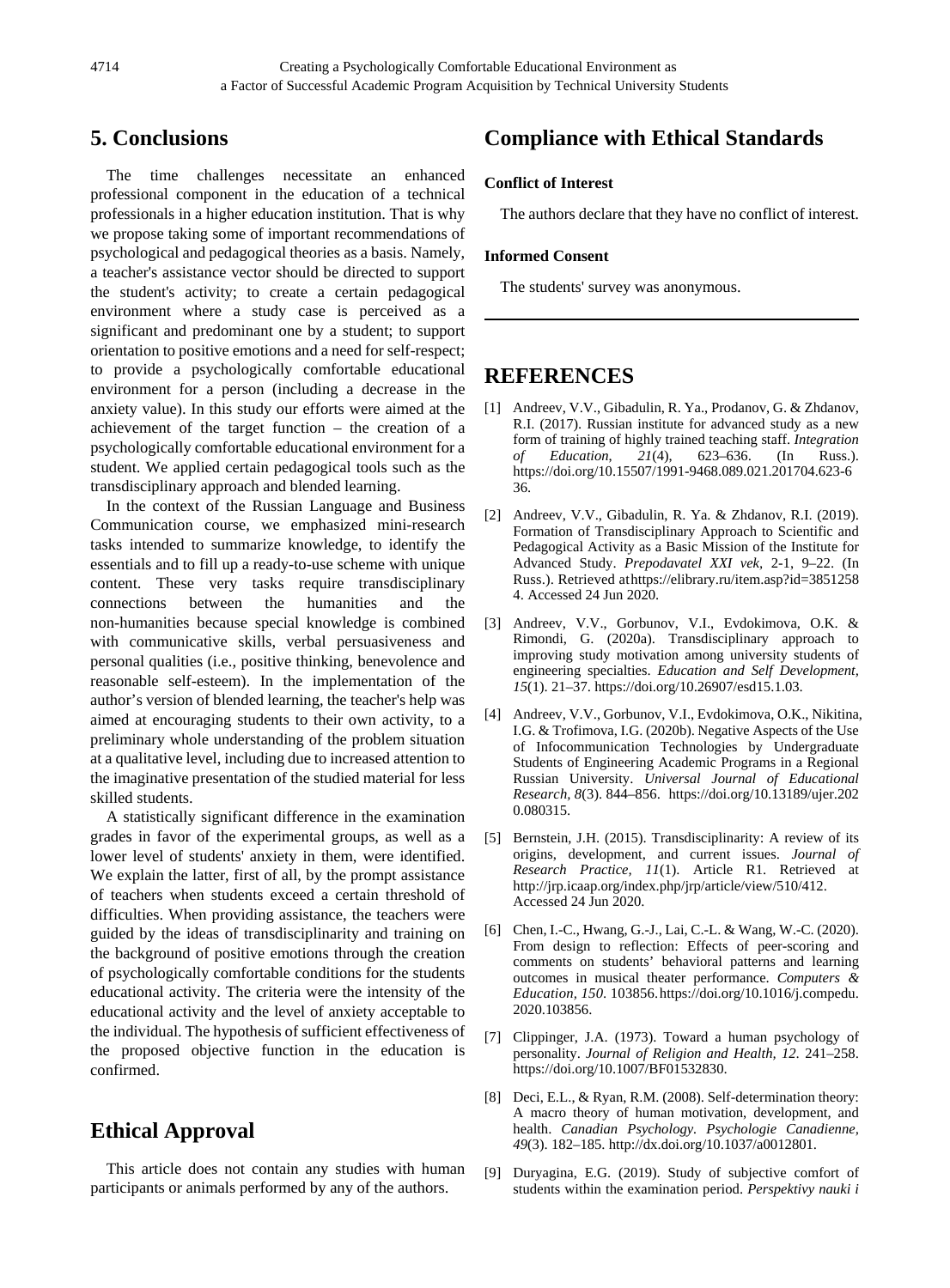## 5. Conclusions

The time challenges necessitate an enhanced professional component in the education of a technical professionals in a higher education institution. That is why we propose taking some of important recommendations of psychological and pedagogical theories as a basis. Namely, a teacher's assistance vector should be directed to support the student's activity; to create a certain pedagogical environment where a study case is perceived as a significant and predominant one by a student; to support orientation to positive emotions and a need for self-respect; to provide a psychologically comfortable educational environment for a person (including a decrease in the anxiety value). In this study our efforts were aimed at the achievement of the target function – the creation of a psychologically comfortable educational environment for a student. We applied certain pedagogical tools such as the transdisciplinary approach and blended learning.

In the context of the Russian Language and Business Communication course, we emphasized mini-research tasks intended to summarize knowledge, to identify the essentials and to fill up a ready-to-use scheme with unique content. These very tasks require transdisciplinary connections between the humanities and the non-humanities because special knowledge is combined with communicative skills, verbal persuasiveness and personal qualities (i.e., positive thinking, benevolence and reasonable self-esteem). In the implementation of the author's version of blended learning, the teacher's help was aimed at encouraging students to their own activity, to a preliminary whole understanding of the problem situation at a qualitative level, including due to increased attention to the imaginative presentation of the studied material for less skilled students.

A statistically significant difference in the examination grades in favor of the experimental groups, as well as a lower level of students' anxiety in them, were identified. We explain the latter, first of all, by the prompt assistance of teachers when students exceed a certain threshold of difficulties. When providing assistance, the teachers were guided by the ideas of transdisciplinarity and training on the background of positive emotions through the creation of psychologically comfortable conditions for the students educational activity. The criteria were the intensity of the educational activity and the level of anxiety acceptable to the individual. The hypothesis of sufficient effectiveness of the proposed objective function in the education is confirmed.

## Ethical Approval

This article does not contain any studies with human participants or animals performed by any of the authors.

## Compliance with Ethical Standards

**Conflict of Interest**

The authors declare that they have no conflict of interest.

**Informed Consent**

The students' survey was anonymous.

---

## REFERENCES

[1] Andreev, V.V., Gibadulin, R. Ya., Prodanov, G. & Zhdanov, R.I. (2017). Russian institute for advanced study as a new form of training of highly trained teaching staff. *Integration of Education, 21*(4), 623–636. (In Russ.). https://doi.org/10.15507/1991-9468.089.021.201704.623-636.

[2] Andreev, V.V., Gibadulin, R. Ya. & Zhdanov, R.I. (2019). Formation of Transdisciplinary Approach to Scientific and Pedagogical Activity as a Basic Mission of the Institute for Advanced Study. *Prepodavatel XXI vek*, 2-1, 9–22. (In Russ.). Retrieved athttps://elibrary.ru/item.asp?id=38512584. Accessed 24 Jun 2020.

[3] Andreev, V.V., Gorbunov, V.I., Evdokimova, O.K. & Rimondi, G. (2020a). Transdisciplinary approach to improving study motivation among university students of engineering specialties. *Education and Self Development, 15*(1). 21–37. https://doi.org/10.26907/esd15.1.03.

[4] Andreev, V.V., Gorbunov, V.I., Evdokimova, O.K., Nikitina, I.G. & Trofimova, I.G. (2020b). Negative Aspects of the Use of Infocommunication Technologies by Undergraduate Students of Engineering Academic Programs in a Regional Russian University. *Universal Journal of Educational Research, 8*(3). 844–856. https://doi.org/10.13189/ujer.2020.080315.

[5] Bernstein, J.H. (2015). Transdisciplinarity: A review of its origins, development, and current issues. *Journal of Research Practice, 11*(1). Article R1. Retrieved at http://jrp.icaap.org/index.php/jrp/article/view/510/412. Accessed 24 Jun 2020.

[6] Chen, I.-C., Hwang, G.-J., Lai, C.-L. & Wang, W.-C. (2020). From design to reflection: Effects of peer-scoring and comments on students' behavioral patterns and learning outcomes in musical theater performance. *Computers & Education, 150*. 103856. https://doi.org/10.1016/j.compedu.2020.103856.

[7] Clippinger, J.A. (1973). Toward a human psychology of personality. *Journal of Religion and Health, 12*. 241–258. https://doi.org/10.1007/BF01532830.

[8] Deci, E.L., & Ryan, R.M. (2008). Self-determination theory: A macro theory of human motivation, development, and health. *Canadian Psychology. Psychologie Canadienne, 49*(3). 182–185. http://dx.doi.org/10.1037/a0012801.

[9] Duryagina, E.G. (2019). Study of subjective comfort of students within the examination period. *Perspektivy nauki i*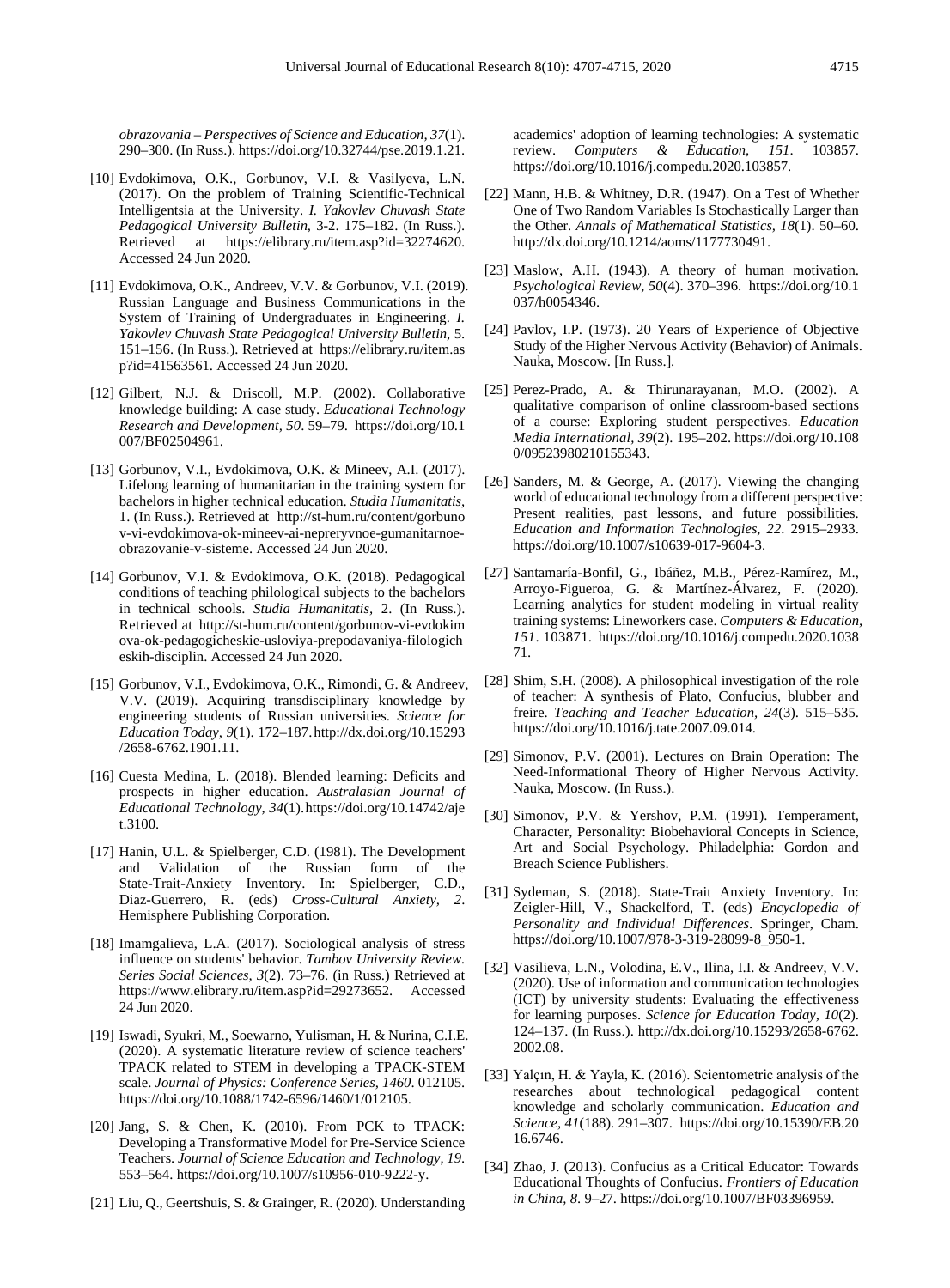*obrazovania – Perspectives of Science and Education, 37*(1). 290–300. (In Russ.). https://doi.org/10.32744/pse.2019.1.21.

[10] Evdokimova, O.K., Gorbunov, V.I. & Vasilyeva, L.N. (2017). On the problem of Training Scientific-Technical Intelligentsia at the University. *I. Yakovlev Chuvash State Pedagogical University Bulletin,* 3-2. 175–182. (In Russ.). Retrieved at https://elibrary.ru/item.asp?id=32274620. Accessed 24 Jun 2020.

[11] Evdokimova, O.K., Andreev, V.V. & Gorbunov, V.I. (2019). Russian Language and Business Communications in the System of Training of Undergraduates in Engineering. *I. Yakovlev Chuvash State Pedagogical University Bulletin,* 5. 151–156. (In Russ.). Retrieved at https://elibrary.ru/item.asp?id=41563561. Accessed 24 Jun 2020.

[12] Gilbert, N.J. & Driscoll, M.P. (2002). Collaborative knowledge building: A case study. *Educational Technology Research and Development, 50*. 59–79. https://doi.org/10.1007/BF02504961.

[13] Gorbunov, V.I., Evdokimova, O.K. & Mineev, A.I. (2017). Lifelong learning of humanitarian in the training system for bachelors in higher technical education. *Studia Humanitatis,* 1. (In Russ.). Retrieved at http://st-hum.ru/content/gorbunov-vi-evdokimova-ok-mineev-ai-nepreryvnoe-gumanitarnoe-obrazovanie-v-sisteme. Accessed 24 Jun 2020.

[14] Gorbunov, V.I. & Evdokimova, O.K. (2018). Pedagogical conditions of teaching philological subjects to the bachelors in technical schools. *Studia Humanitatis,* 2. (In Russ.). Retrieved at http://st-hum.ru/content/gorbunov-vi-evdokimova-ok-pedagogicheskie-usloviya-prepodavaniya-filologicheskih-disciplin. Accessed 24 Jun 2020.

[15] Gorbunov, V.I., Evdokimova, O.K., Rimondi, G. & Andreev, V.V. (2019). Acquiring transdisciplinary knowledge by engineering students of Russian universities. *Science for Education Today, 9*(1). 172–187. http://dx.doi.org/10.15293/2658-6762.1901.11.

[16] Cuesta Medina, L. (2018). Blended learning: Deficits and prospects in higher education. *Australasian Journal of Educational Technology, 34*(1). https://doi.org/10.14742/ajet.3100.

[17] Hanin, U.L. & Spielberger, C.D. (1981). The Development and Validation of the Russian form of the State-Trait-Anxiety Inventory. In: Spielberger, C.D., Diaz-Guerrero, R. (eds) *Cross-Cultural Anxiety, 2*. Hemisphere Publishing Corporation.

[18] Imamgalieva, L.A. (2017). Sociological analysis of stress influence on students' behavior. *Tambov University Review. Series Social Sciences, 3*(2). 73–76. (in Russ.) Retrieved at https://www.elibrary.ru/item.asp?id=29273652. Accessed 24 Jun 2020.

[19] Iswadi, Syukri, M., Soewarno, Yulisman, H. & Nurina, C.I.E. (2020). A systematic literature review of science teachers' TPACK related to STEM in developing a TPACK-STEM scale. *Journal of Physics: Conference Series, 1460*. 012105. https://doi.org/10.1088/1742-6596/1460/1/012105.

[20] Jang, S. & Chen, K. (2010). From PCK to TPACK: Developing a Transformative Model for Pre-Service Science Teachers. *Journal of Science Education and Technology, 19*. 553–564. https://doi.org/10.1007/s10956-010-9222-y.

[21] Liu, Q., Geertshuis, S. & Grainger, R. (2020). Understanding academics' adoption of learning technologies: A systematic review. *Computers & Education, 151*. 103857. https://doi.org/10.1016/j.compedu.2020.103857.

[22] Mann, H.B. & Whitney, D.R. (1947). On a Test of Whether One of Two Random Variables Is Stochastically Larger than the Other. *Annals of Mathematical Statistics, 18*(1). 50–60. http://dx.doi.org/10.1214/aoms/1177730491.

[23] Maslow, A.H. (1943). A theory of human motivation. *Psychological Review, 50*(4). 370–396. https://doi.org/10.1037/h0054346.

[24] Pavlov, I.P. (1973). 20 Years of Experience of Objective Study of the Higher Nervous Activity (Behavior) of Animals. Nauka, Moscow. [In Russ.].

[25] Perez-Prado, A. & Thirunarayanan, M.O. (2002). A qualitative comparison of online classroom-based sections of a course: Exploring student perspectives. *Education Media International, 39*(2). 195–202. https://doi.org/10.1080/09523980210155343.

[26] Sanders, M. & George, A. (2017). Viewing the changing world of educational technology from a different perspective: Present realities, past lessons, and future possibilities. *Education and Information Technologies, 22*. 2915–2933. https://doi.org/10.1007/s10639-017-9604-3.

[27] Santamaría-Bonfil, G., Ibáñez, M.B., Pérez-Ramírez, M., Arroyo-Figueroa, G. & Martínez-Álvarez, F. (2020). Learning analytics for student modeling in virtual reality training systems: Lineworkers case. *Computers & Education, 151*. 103871. https://doi.org/10.1016/j.compedu.2020.103871.

[28] Shim, S.H. (2008). A philosophical investigation of the role of teacher: A synthesis of Plato, Confucius, blubber and freire. *Teaching and Teacher Education, 24*(3). 515–535. https://doi.org/10.1016/j.tate.2007.09.014.

[29] Simonov, P.V. (2001). Lectures on Brain Operation: The Need-Informational Theory of Higher Nervous Activity. Nauka, Moscow. (In Russ.).

[30] Simonov, P.V. & Yershov, P.M. (1991). Temperament, Character, Personality: Biobehavioral Concepts in Science, Art and Social Psychology. Philadelphia: Gordon and Breach Science Publishers.

[31] Sydeman, S. (2018). State-Trait Anxiety Inventory. In: Zeigler-Hill, V., Shackelford, T. (eds) *Encyclopedia of Personality and Individual Differences*. Springer, Cham. https://doi.org/10.1007/978-3-319-28099-8_950-1.

[32] Vasilieva, L.N., Volodina, E.V., Ilina, I.I. & Andreev, V.V. (2020). Use of information and communication technologies (ICT) by university students: Evaluating the effectiveness for learning purposes. *Science for Education Today, 10*(2). 124–137. (In Russ.). http://dx.doi.org/10.15293/2658-6762.2002.08.

[33] Yalçın, H. & Yayla, K. (2016). Scientometric analysis of the researches about technological pedagogical content knowledge and scholarly communication. *Education and Science, 41*(188). 291–307. https://doi.org/10.15390/EB.2016.6746.

[34] Zhao, J. (2013). Confucius as a Critical Educator: Towards Educational Thoughts of Confucius. *Frontiers of Education in China, 8*. 9–27. https://doi.org/10.1007/BF03396959.